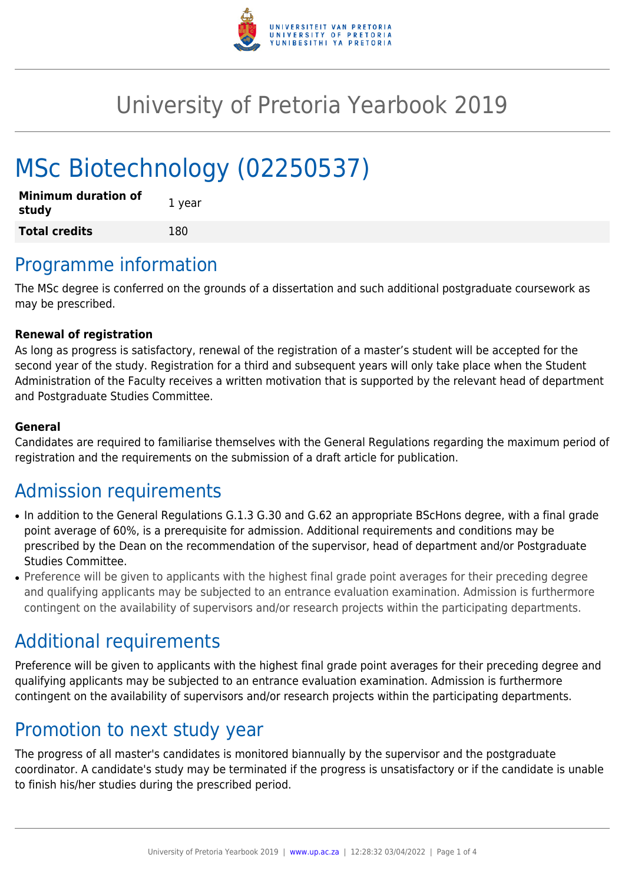# University of Pretoria Yearbook 2019

# MSc Biotechnology (02250537)

| **Minimum duration of study** | 1 year |
|---|---|
| **Total credits** | 180 |

## Programme information

The MSc degree is conferred on the grounds of a dissertation and such additional postgraduate coursework as may be prescribed.

**Renewal of registration**

As long as progress is satisfactory, renewal of the registration of a master's student will be accepted for the second year of the study. Registration for a third and subsequent years will only take place when the Student Administration of the Faculty receives a written motivation that is supported by the relevant head of department and Postgraduate Studies Committee.

**General**

Candidates are required to familiarise themselves with the General Regulations regarding the maximum period of registration and the requirements on the submission of a draft article for publication.

## Admission requirements

- In addition to the General Regulations G.1.3 G.30 and G.62 an appropriate BScHons degree, with a final grade point average of 60%, is a prerequisite for admission. Additional requirements and conditions may be prescribed by the Dean on the recommendation of the supervisor, head of department and/or Postgraduate Studies Committee.
- Preference will be given to applicants with the highest final grade point averages for their preceding degree and qualifying applicants may be subjected to an entrance evaluation examination. Admission is furthermore contingent on the availability of supervisors and/or research projects within the participating departments.

## Additional requirements

Preference will be given to applicants with the highest final grade point averages for their preceding degree and qualifying applicants may be subjected to an entrance evaluation examination. Admission is furthermore contingent on the availability of supervisors and/or research projects within the participating departments.

## Promotion to next study year

The progress of all master's candidates is monitored biannually by the supervisor and the postgraduate coordinator. A candidate's study may be terminated if the progress is unsatisfactory or if the candidate is unable to finish his/her studies during the prescribed period.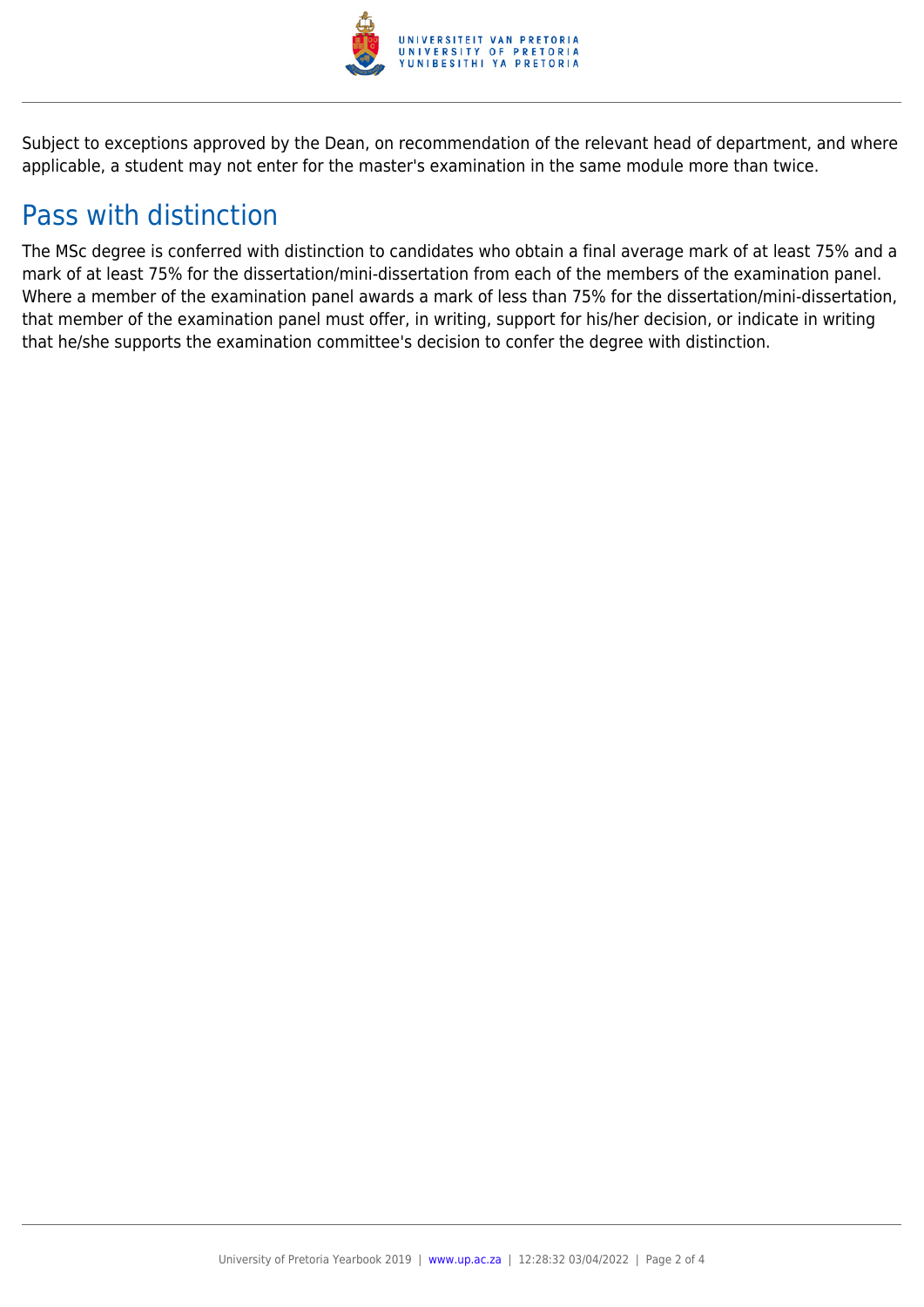Subject to exceptions approved by the Dean, on recommendation of the relevant head of department, and where applicable, a student may not enter for the master's examination in the same module more than twice.

## Pass with distinction

The MSc degree is conferred with distinction to candidates who obtain a final average mark of at least 75% and a mark of at least 75% for the dissertation/mini-dissertation from each of the members of the examination panel. Where a member of the examination panel awards a mark of less than 75% for the dissertation/mini-dissertation, that member of the examination panel must offer, in writing, support for his/her decision, or indicate in writing that he/she supports the examination committee's decision to confer the degree with distinction.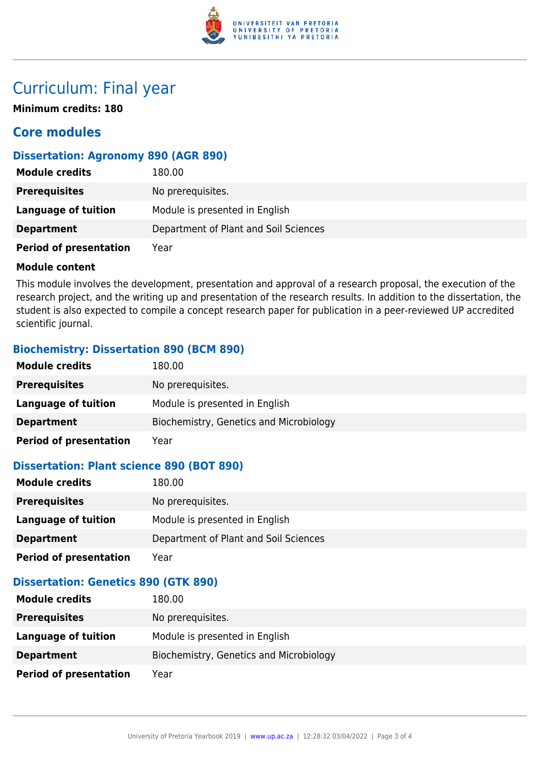# Curriculum: Final year

**Minimum credits: 180**

## Core modules

### Dissertation: Agronomy 890 (AGR 890)

| | |
|---|---|
| **Module credits** | 180.00 |
| **Prerequisites** | No prerequisites. |
| **Language of tuition** | Module is presented in English |
| **Department** | Department of Plant and Soil Sciences |
| **Period of presentation** | Year |

**Module content**

This module involves the development, presentation and approval of a research proposal, the execution of the research project, and the writing up and presentation of the research results. In addition to the dissertation, the student is also expected to compile a concept research paper for publication in a peer-reviewed UP accredited scientific journal.

### Biochemistry: Dissertation 890 (BCM 890)

| | |
|---|---|
| **Module credits** | 180.00 |
| **Prerequisites** | No prerequisites. |
| **Language of tuition** | Module is presented in English |
| **Department** | Biochemistry, Genetics and Microbiology |
| **Period of presentation** | Year |

### Dissertation: Plant science 890 (BOT 890)

| | |
|---|---|
| **Module credits** | 180.00 |
| **Prerequisites** | No prerequisites. |
| **Language of tuition** | Module is presented in English |
| **Department** | Department of Plant and Soil Sciences |
| **Period of presentation** | Year |

### Dissertation: Genetics 890 (GTK 890)

| | |
|---|---|
| **Module credits** | 180.00 |
| **Prerequisites** | No prerequisites. |
| **Language of tuition** | Module is presented in English |
| **Department** | Biochemistry, Genetics and Microbiology |
| **Period of presentation** | Year |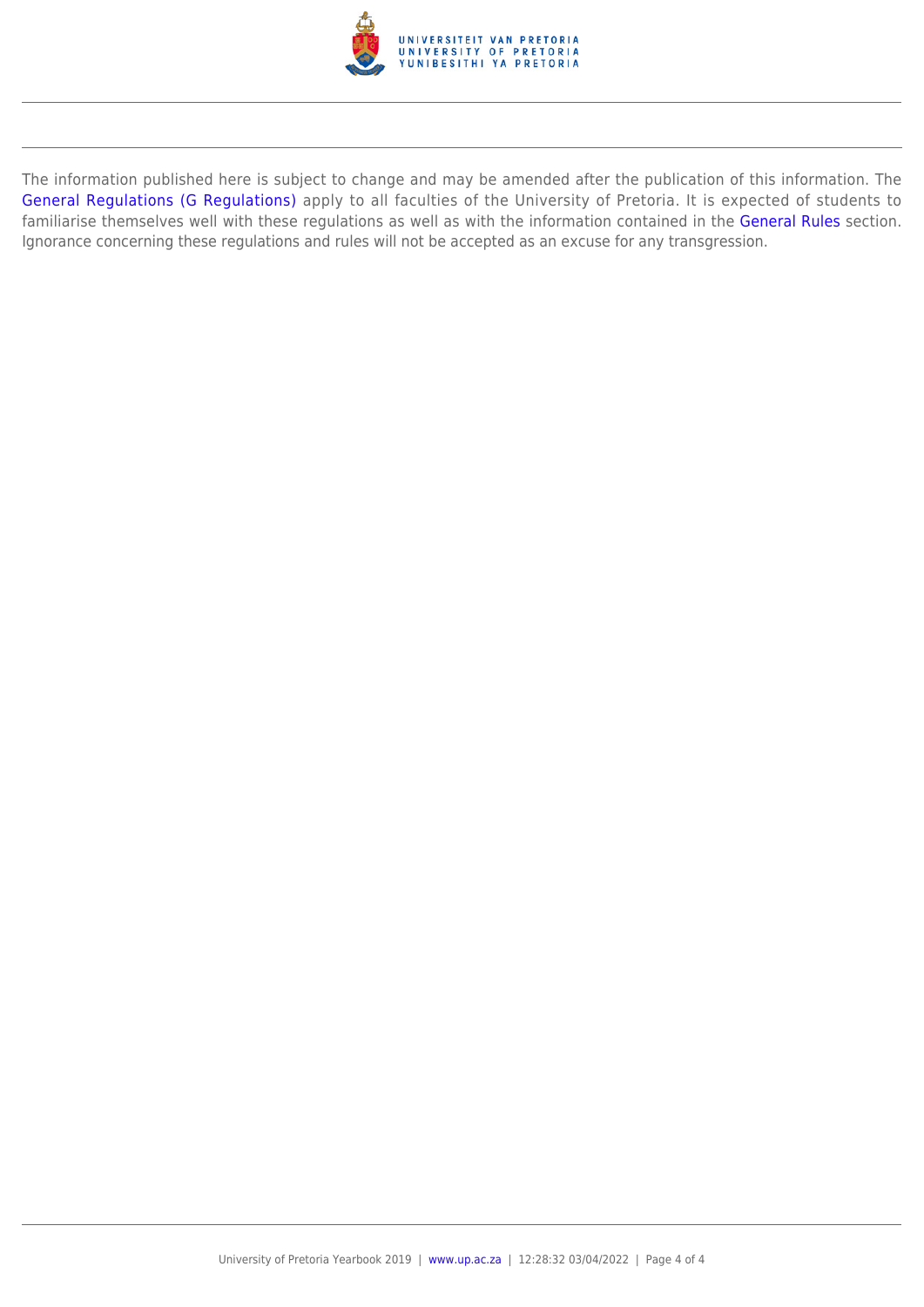The information published here is subject to change and may be amended after the publication of this information. The General Regulations (G Regulations) apply to all faculties of the University of Pretoria. It is expected of students to familiarise themselves well with these regulations as well as with the information contained in the General Rules section. Ignorance concerning these regulations and rules will not be accepted as an excuse for any transgression.